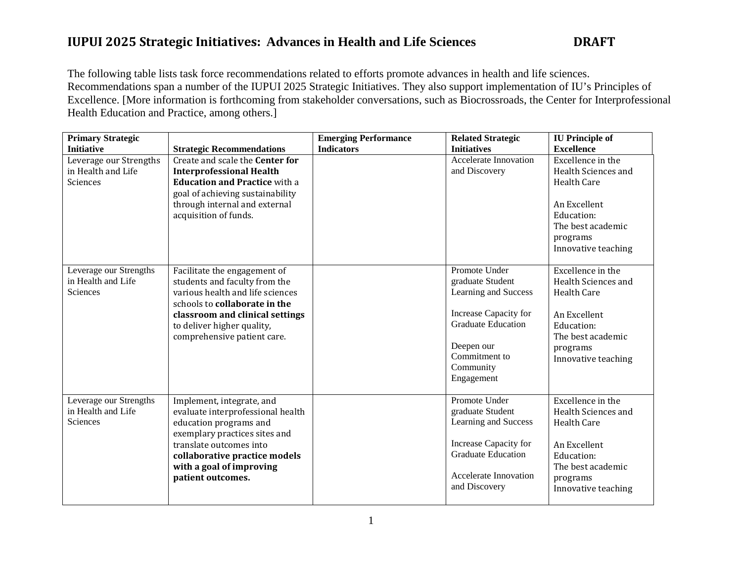# IUPUI 2025 Strategic Initiatives: Advances in Health and Life Sciences **DRAFT**

The following table lists task force recommendations related to efforts promote advances in health and life sciences. Recommendations span a number of the IUPUI 2025 Strategic Initiatives. They also support implementation of IU's Principles of Excellence. [More information is forthcoming from stakeholder conversations, such as Biocrossroads, the Center for Interprofessional Health Education and Practice, among others.]

| Primary Strategic Initiative | Strategic Recommendations | Emerging Performance Indicators | Related Strategic Initiatives | IU Principle of Excellence |
|---|---|---|---|---|
| Leverage our Strengths in Health and Life Sciences | Create and scale the **Center for Interprofessional Health Education and Practice** with a goal of achieving sustainability through internal and external acquisition of funds. | | Accelerate Innovation and Discovery | Excellence in the Health Sciences and Health Care<br><br>An Excellent Education:<br>The best academic programs<br>Innovative teaching |
| Leverage our Strengths in Health and Life Sciences | Facilitate the engagement of students and faculty from the various health and life sciences schools to **collaborate in the classroom and clinical settings** to deliver higher quality, comprehensive patient care. | | Promote Under graduate Student Learning and Success<br><br>Increase Capacity for Graduate Education<br><br>Deepen our Commitment to Community Engagement | Excellence in the Health Sciences and Health Care<br><br>An Excellent Education:<br>The best academic programs<br>Innovative teaching |
| Leverage our Strengths in Health and Life Sciences | Implement, integrate, and evaluate interprofessional health education programs and exemplary practices sites and translate outcomes into **collaborative practice models with a goal of improving patient outcomes.** | | Promote Under graduate Student Learning and Success<br><br>Increase Capacity for Graduate Education<br><br>Accelerate Innovation and Discovery | Excellence in the Health Sciences and Health Care<br><br>An Excellent Education:<br>The best academic programs<br>Innovative teaching |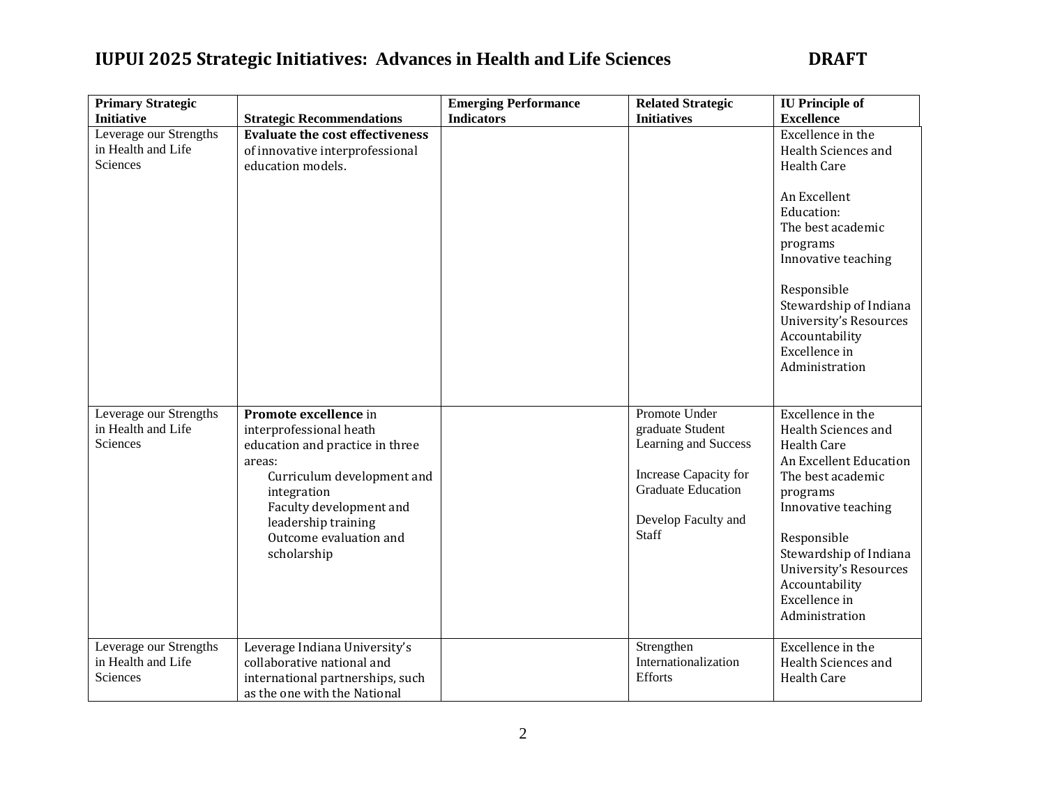# IUPUI 2025 Strategic Initiatives: Advances in Health and Life Sciences DRAFT

| Primary Strategic Initiative | Strategic Recommendations | Emerging Performance Indicators | Related Strategic Initiatives | IU Principle of Excellence |
|---|---|---|---|---|
| Leverage our Strengths in Health and Life Sciences | **Evaluate the cost effectiveness** of innovative interprofessional education models. | | | Excellence in the Health Sciences and Health Care<br><br>An Excellent Education:<br>The best academic programs<br>Innovative teaching<br><br>Responsible Stewardship of Indiana University's Resources<br>Accountability<br>Excellence in Administration |
| Leverage our Strengths in Health and Life Sciences | **Promote excellence** in interprofessional heath education and practice in three areas:<br>Curriculum development and integration<br>Faculty development and leadership training<br>Outcome evaluation and scholarship | | Promote Under graduate Student Learning and Success<br><br>Increase Capacity for Graduate Education<br><br>Develop Faculty and Staff | Excellence in the Health Sciences and Health Care<br>An Excellent Education<br>The best academic programs<br>Innovative teaching<br><br>Responsible Stewardship of Indiana University's Resources<br>Accountability<br>Excellence in Administration |
| Leverage our Strengths in Health and Life Sciences | Leverage Indiana University's collaborative national and international partnerships, such as the one with the National | | Strengthen Internationalization Efforts | Excellence in the Health Sciences and Health Care |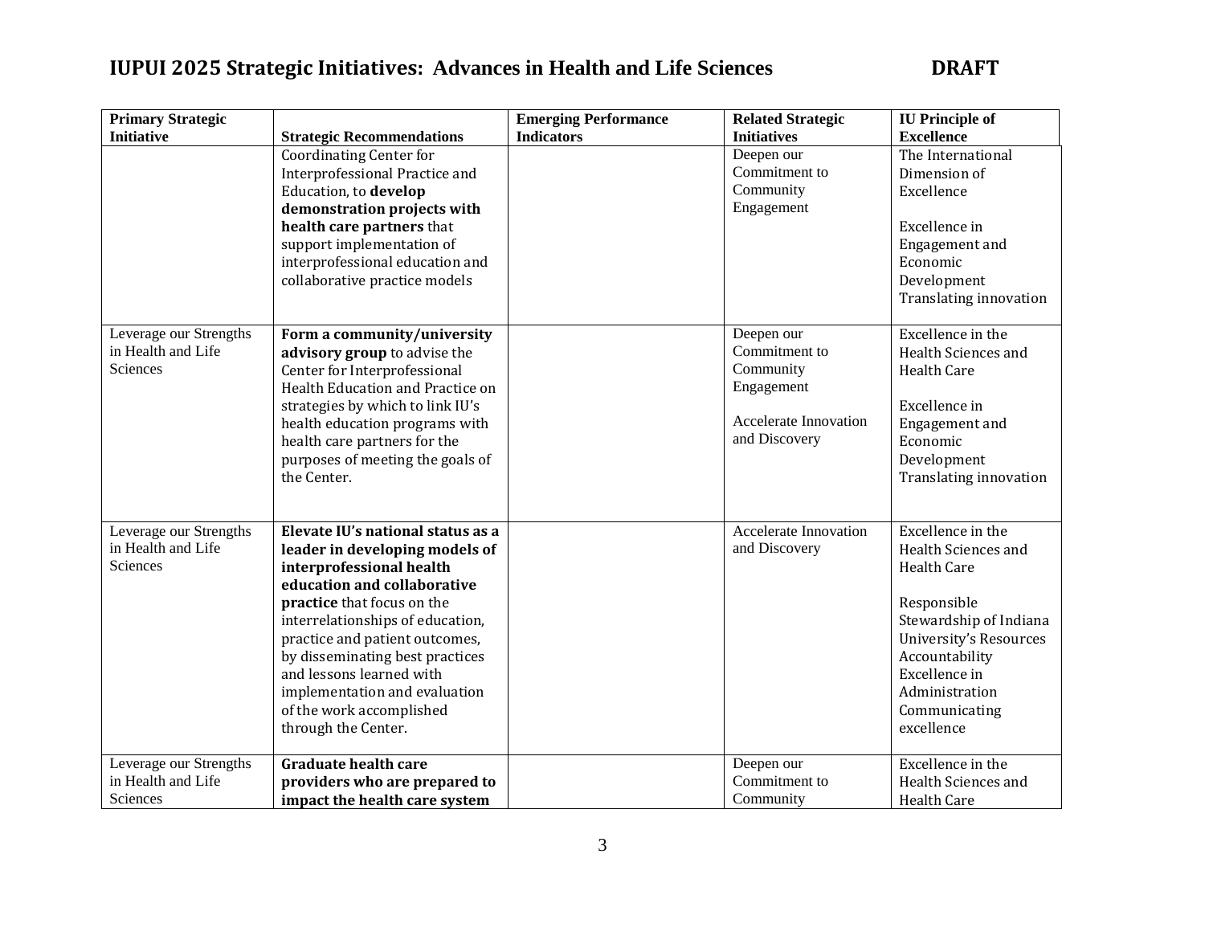## IUPUI 2025 Strategic Initiatives: Advances in Health and Life Sciences DRAFT

| Primary Strategic Initiative | Strategic Recommendations | Emerging Performance Indicators | Related Strategic Initiatives | IU Principle of Excellence |
|---|---|---|---|---|
| | Coordinating Center for Interprofessional Practice and Education, to **develop demonstration projects with health care partners** that support implementation of interprofessional education and collaborative practice models | | Deepen our Commitment to Community Engagement | The International Dimension of Excellence<br><br>Excellence in Engagement and Economic Development Translating innovation |
| Leverage our Strengths in Health and Life Sciences | **Form a community/university advisory group** to advise the Center for Interprofessional Health Education and Practice on strategies by which to link IU's health education programs with health care partners for the purposes of meeting the goals of the Center. | | Deepen our Commitment to Community Engagement<br><br>Accelerate Innovation and Discovery | Excellence in the Health Sciences and Health Care<br><br>Excellence in Engagement and Economic Development Translating innovation |
| Leverage our Strengths in Health and Life Sciences | **Elevate IU's national status as a leader in developing models of interprofessional health education and collaborative practice** that focus on the interrelationships of education, practice and patient outcomes, by disseminating best practices and lessons learned with implementation and evaluation of the work accomplished through the Center. | | Accelerate Innovation and Discovery | Excellence in the Health Sciences and Health Care<br><br>Responsible Stewardship of Indiana University's Resources Accountability Excellence in Administration Communicating excellence |
| Leverage our Strengths in Health and Life Sciences | **Graduate health care providers who are prepared to impact the health care system** | | Deepen our Commitment to Community | Excellence in the Health Sciences and Health Care |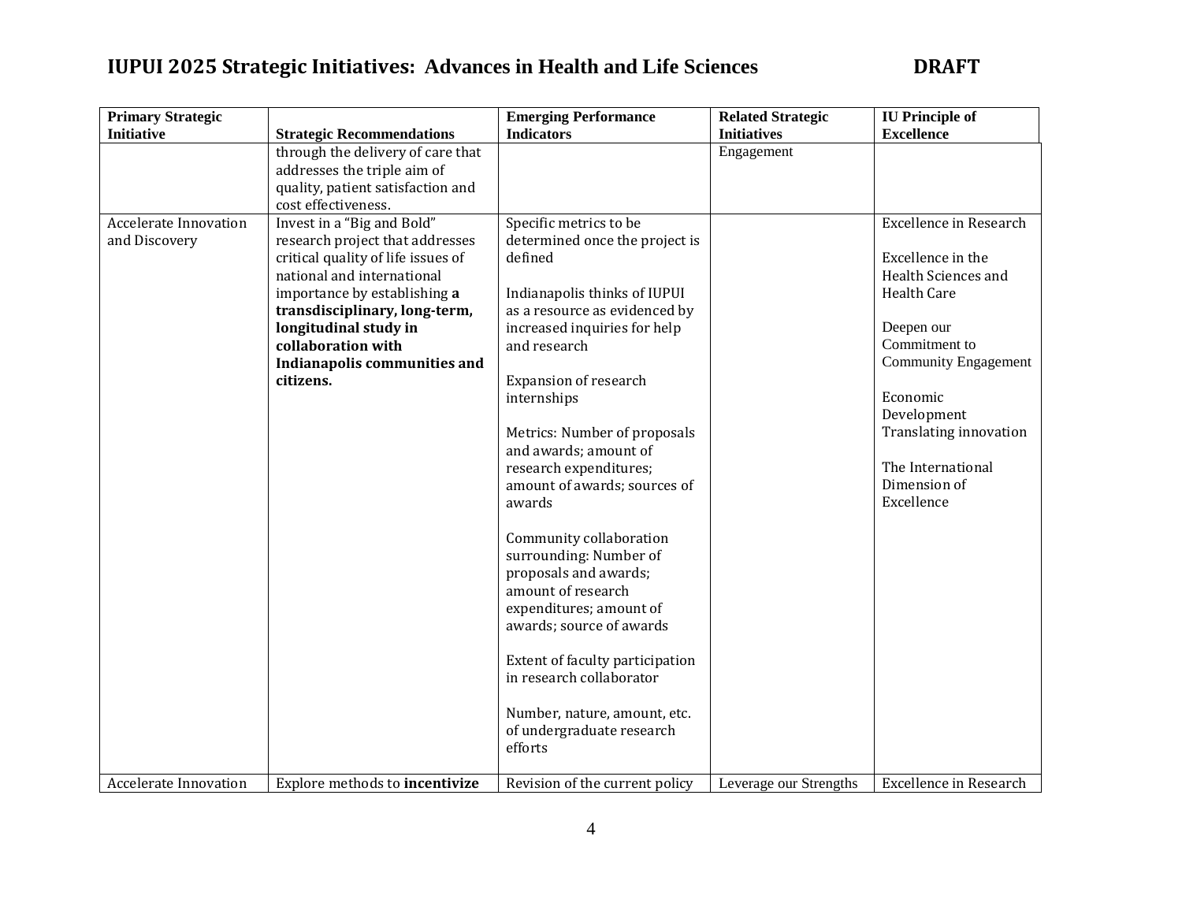# IUPUI 2025 Strategic Initiatives: Advances in Health and Life Sciences DRAFT

| Primary Strategic Initiative | Strategic Recommendations | Emerging Performance Indicators | Related Strategic Initiatives | IU Principle of Excellence |
|---|---|---|---|---|
| | through the delivery of care that addresses the triple aim of quality, patient satisfaction and cost effectiveness. | | Engagement | |
| Accelerate Innovation and Discovery | Invest in a "Big and Bold" research project that addresses critical quality of life issues of national and international importance by establishing **a transdisciplinary, long-term, longitudinal study in collaboration with Indianapolis communities and citizens.** | Specific metrics to be determined once the project is defined<br><br>Indianapolis thinks of IUPUI as a resource as evidenced by increased inquiries for help and research<br><br>Expansion of research internships<br><br>Metrics: Number of proposals and awards; amount of research expenditures; amount of awards; sources of awards<br><br>Community collaboration surrounding: Number of proposals and awards; amount of research expenditures; amount of awards; source of awards<br><br>Extent of faculty participation in research collaborator<br><br>Number, nature, amount, etc. of undergraduate research efforts | | Excellence in Research<br><br>Excellence in the Health Sciences and Health Care<br><br>Deepen our Commitment to Community Engagement<br><br>Economic Development Translating innovation<br><br>The International Dimension of Excellence |
| Accelerate Innovation | Explore methods to **incentivize** | Revision of the current policy | Leverage our Strengths | Excellence in Research |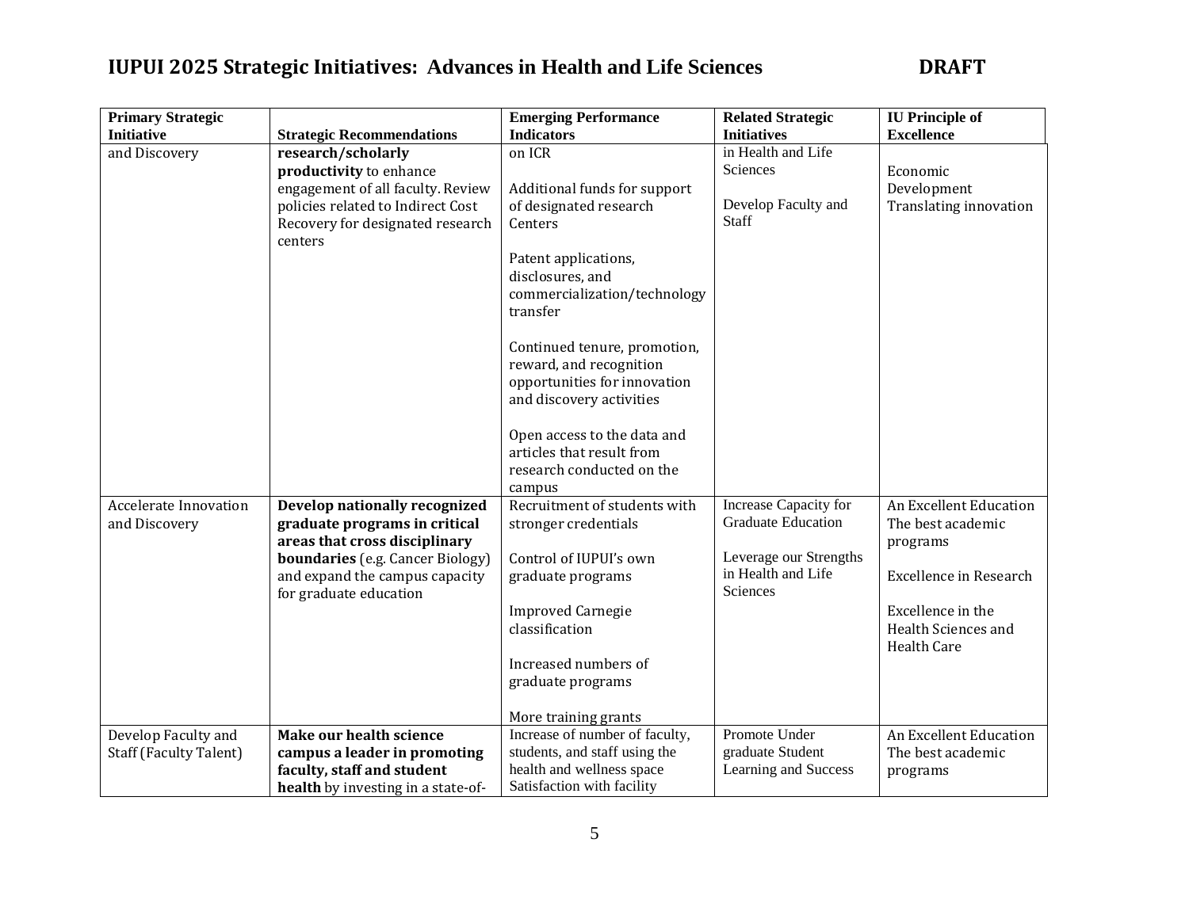# IUPUI 2025 Strategic Initiatives: Advances in Health and Life Sciences DRAFT

| Primary Strategic Initiative | Strategic Recommendations | Emerging Performance Indicators | Related Strategic Initiatives | IU Principle of Excellence |
|---|---|---|---|---|
| and Discovery | **research/scholarly productivity** to enhance engagement of all faculty. Review policies related to Indirect Cost Recovery for designated research centers | on ICR<br><br>Additional funds for support of designated research Centers<br><br>Patent applications, disclosures, and commercialization/technology transfer<br><br>Continued tenure, promotion, reward, and recognition opportunities for innovation and discovery activities<br><br>Open access to the data and articles that result from research conducted on the campus | in Health and Life Sciences<br><br>Develop Faculty and Staff | Economic Development<br>Translating innovation |
| Accelerate Innovation and Discovery | **Develop nationally recognized graduate programs in critical areas that cross disciplinary boundaries** (e.g. Cancer Biology) and expand the campus capacity for graduate education | Recruitment of students with stronger credentials<br><br>Control of IUPUI's own graduate programs<br><br>Improved Carnegie classification<br><br>Increased numbers of graduate programs<br><br>More training grants | Increase Capacity for Graduate Education<br><br>Leverage our Strengths in Health and Life Sciences | An Excellent Education<br>The best academic programs<br><br>Excellence in Research<br><br>Excellence in the Health Sciences and Health Care |
| Develop Faculty and Staff (Faculty Talent) | **Make our health science campus a leader in promoting faculty, staff and student health** by investing in a state-of- | Increase of number of faculty, students, and staff using the health and wellness space<br>Satisfaction with facility | Promote Under graduate Student Learning and Success | An Excellent Education<br>The best academic programs |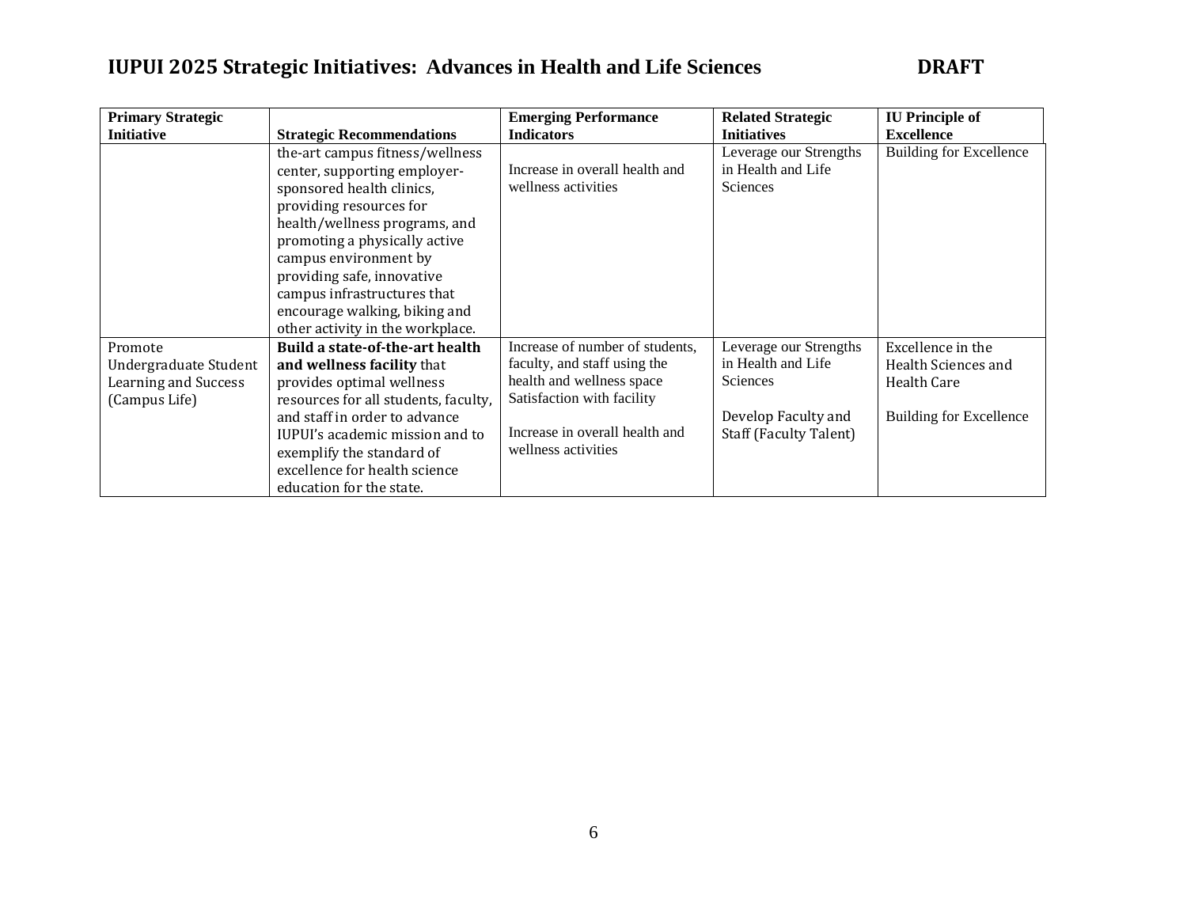# IUPUI 2025 Strategic Initiatives: Advances in Health and Life Sciences DRAFT

| Primary Strategic Initiative | Strategic Recommendations | Emerging Performance Indicators | Related Strategic Initiatives | IU Principle of Excellence |
|---|---|---|---|---|
| | the-art campus fitness/wellness center, supporting employer-sponsored health clinics, providing resources for health/wellness programs, and promoting a physically active campus environment by providing safe, innovative campus infrastructures that encourage walking, biking and other activity in the workplace. | Increase in overall health and wellness activities | Leverage our Strengths in Health and Life Sciences | Building for Excellence |
| Promote Undergraduate Student Learning and Success (Campus Life) | **Build a state-of-the-art health and wellness facility** that provides optimal wellness resources for all students, faculty, and staff in order to advance IUPUI's academic mission and to exemplify the standard of excellence for health science education for the state. | Increase of number of students, faculty, and staff using the health and wellness space<br>Satisfaction with facility<br><br>Increase in overall health and wellness activities | Leverage our Strengths in Health and Life Sciences<br><br>Develop Faculty and Staff (Faculty Talent) | Excellence in the Health Sciences and Health Care<br><br>Building for Excellence |